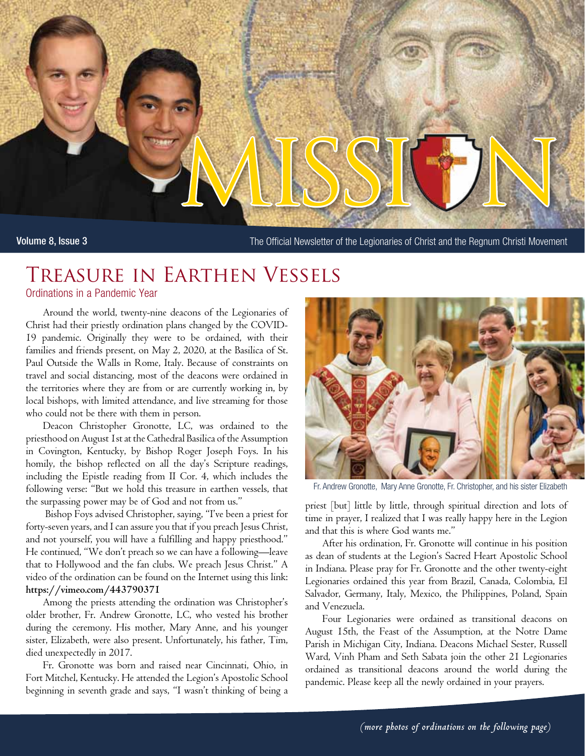# MISSION

Volume 8, Issue 3 — The Official Newsletter of the Legionaries of Christ and the Regnum Christi Movement

## Treasure in Earthen Vessels

### Ordinations in a Pandemic Year

Around the world, twenty-nine deacons of the Legionaries of Christ had their priestly ordination plans changed by the COVID-19 pandemic. Originally they were to be ordained, with their families and friends present, on May 2, 2020, at the Basilica of St. Paul Outside the Walls in Rome, Italy. Because of constraints on travel and social distancing, most of the deacons were ordained in the territories where they are from or are currently working in, by local bishops, with limited attendance, and live streaming for those who could not be there with them in person.

Deacon Christopher Gronotte, LC, was ordained to the priesthood on August 1st at the Cathedral Basilica of the Assumption in Covington, Kentucky, by Bishop Roger Joseph Foys. In his homily, the bishop reflected on all the day's Scripture readings, including the Epistle reading from II Cor. 4, which includes the following verse: "But we hold this treasure in earthen vessels, that the surpassing power may be of God and not from us."

Bishop Foys advised Christopher, saying, "I've been a priest for forty-seven years, and I can assure you that if you preach Jesus Christ, and not yourself, you will have a fulfilling and happy priesthood." He continued, "We don't preach so we can have a following—leave that to Hollywood and the fan clubs. We preach Jesus Christ." A video of the ordination can be found on the Internet using this link: **https://vimeo.com/443790371**

Among the priests attending the ordination was Christopher's older brother, Fr. Andrew Gronotte, LC, who vested his brother during the ceremony. His mother, Mary Anne, and his younger sister, Elizabeth, were also present. Unfortunately, his father, Tim, died unexpectedly in 2017.

Fr. Gronotte was born and raised near Cincinnati, Ohio, in Fort Mitchel, Kentucky. He attended the Legion's Apostolic School beginning in seventh grade and says, "I wasn't thinking of being a priest [but] little by little, through spiritual direction and lots of time in prayer, I realized that I was really happy here in the Legion and that this is where God wants me."

Fr. Andrew Gronotte, Mary Anne Gronotte, Fr. Christopher, and his sister Elizabeth

After his ordination, Fr. Gronotte will continue in his position as dean of students at the Legion's Sacred Heart Apostolic School in Indiana. Please pray for Fr. Gronotte and the other twenty-eight Legionaries ordained this year from Brazil, Canada, Colombia, El Salvador, Germany, Italy, Mexico, the Philippines, Poland, Spain and Venezuela.

Four Legionaries were ordained as transitional deacons on August 15th, the Feast of the Assumption, at the Notre Dame Parish in Michigan City, Indiana. Deacons Michael Sester, Russell Ward, Vinh Pham and Seth Sabata join the other 21 Legionaries ordained as transitional deacons around the world during the pandemic. Please keep all the newly ordained in your prayers.

*(more photos of ordinations on the following page)*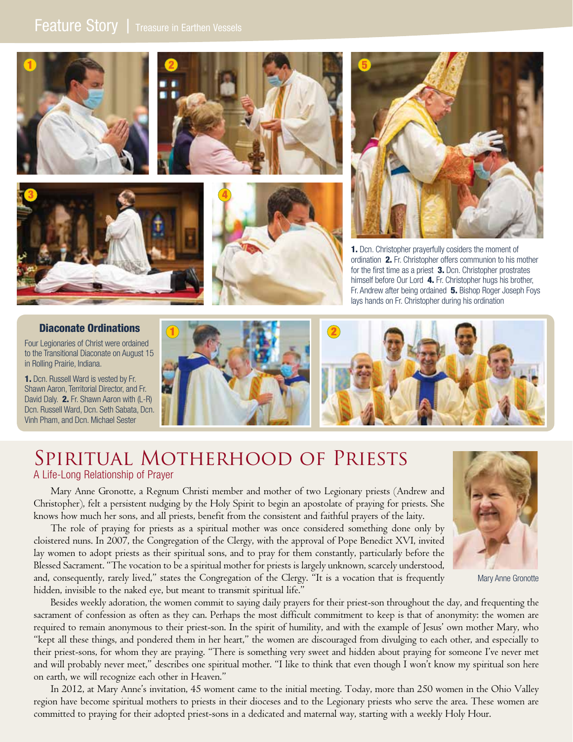1. Dcn. Christopher prayerfully cosiders the moment of ordination 2. Fr. Christopher offers communion to his mother for the first time as a priest 3. Dcn. Christopher prostrates himself before Our Lord 4. Fr. Christopher hugs his brother, Fr. Andrew after being ordained 5. Bishop Roger Joseph Foys lays hands on Fr. Christopher during his ordination

### Diaconate Ordinations

Four Legionaries of Christ were ordained to the Transitional Diaconate on August 15 in Rolling Prairie, Indiana.

1. Dcn. Russell Ward is vested by Fr. Shawn Aaron, Territorial Director, and Fr. David Daly. 2. Fr. Shawn Aaron with (L-R) Dcn. Russell Ward, Dcn. Seth Sabata, Dcn. Vinh Pham, and Dcn. Michael Sester

# Spiritual Motherhood of Priests

## A Life-Long Relationship of Prayer

Mary Anne Gronotte, a Regnum Christi member and mother of two Legionary priests (Andrew and Christopher), felt a persistent nudging by the Holy Spirit to begin an apostolate of praying for priests. She knows how much her sons, and all priests, benefit from the consistent and faithful prayers of the laity.

Mary Anne Gronotte

The role of praying for priests as a spiritual mother was once considered something done only by cloistered nuns. In 2007, the Congregation of the Clergy, with the approval of Pope Benedict XVI, invited lay women to adopt priests as their spiritual sons, and to pray for them constantly, particularly before the Blessed Sacrament. "The vocation to be a spiritual mother for priests is largely unknown, scarcely understood, and, consequently, rarely lived," states the Congregation of the Clergy. "It is a vocation that is frequently hidden, invisible to the naked eye, but meant to transmit spiritual life."

Besides weekly adoration, the women commit to saying daily prayers for their priest-son throughout the day, and frequenting the sacrament of confession as often as they can. Perhaps the most difficult commitment to keep is that of anonymity: the women are required to remain anonymous to their priest-son. In the spirit of humility, and with the example of Jesus' own mother Mary, who "kept all these things, and pondered them in her heart," the women are discouraged from divulging to each other, and especially to their priest-sons, for whom they are praying. "There is something very sweet and hidden about praying for someone I've never met and will probably never meet," describes one spiritual mother. "I like to think that even though I won't know my spiritual son here on earth, we will recognize each other in Heaven."

In 2012, at Mary Anne's invitation, 45 woment came to the initial meeting. Today, more than 250 women in the Ohio Valley region have become spiritual mothers to priests in their dioceses and to the Legionary priests who serve the area. These women are committed to praying for their adopted priest-sons in a dedicated and maternal way, starting with a weekly Holy Hour.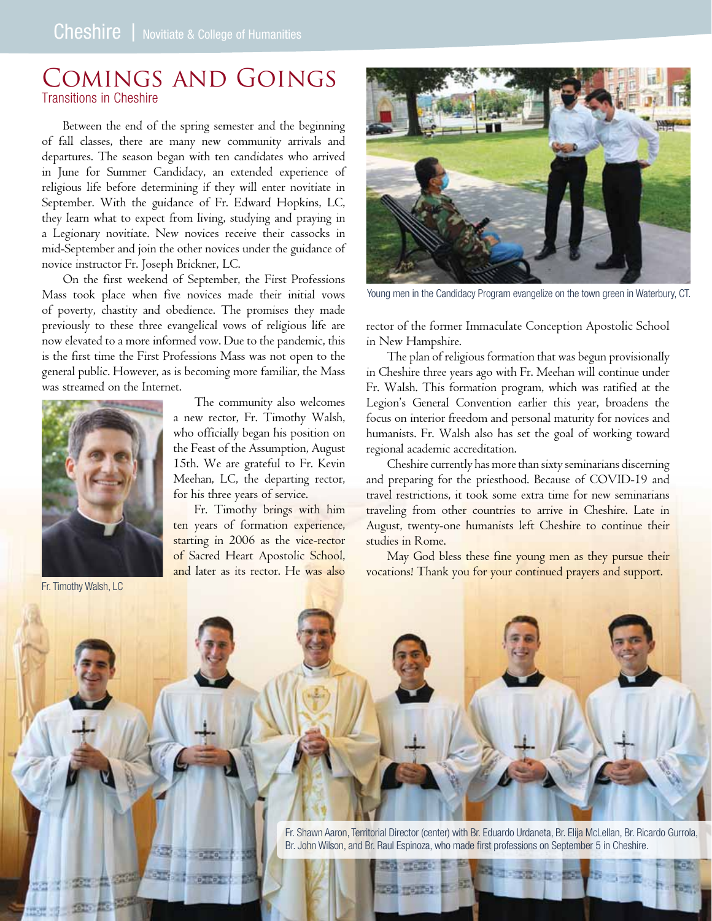# Comings and Goings

## Transitions in Cheshire

Between the end of the spring semester and the beginning of fall classes, there are many new community arrivals and departures. The season began with ten candidates who arrived in June for Summer Candidacy, an extended experience of religious life before determining if they will enter novitiate in September. With the guidance of Fr. Edward Hopkins, LC, they learn what to expect from living, studying and praying in a Legionary novitiate. New novices receive their cassocks in mid-September and join the other novices under the guidance of novice instructor Fr. Joseph Brickner, LC.

On the first weekend of September, the First Professions Mass took place when five novices made their initial vows of poverty, chastity and obedience. The promises they made previously to these three evangelical vows of religious life are now elevated to a more informed vow. Due to the pandemic, this is the first time the First Professions Mass was not open to the general public. However, as is becoming more familiar, the Mass was streamed on the Internet.

Fr. Timothy Walsh, LC

The community also welcomes a new rector, Fr. Timothy Walsh, who officially began his position on the Feast of the Assumption, August 15th. We are grateful to Fr. Kevin Meehan, LC, the departing rector, for his three years of service.

Fr. Timothy brings with him ten years of formation experience, starting in 2006 as the vice-rector of Sacred Heart Apostolic School, and later as its rector. He was also rector of the former Immaculate Conception Apostolic School in New Hampshire.

Young men in the Candidacy Program evangelize on the town green in Waterbury, CT.

The plan of religious formation that was begun provisionally in Cheshire three years ago with Fr. Meehan will continue under Fr. Walsh. This formation program, which was ratified at the Legion's General Convention earlier this year, broadens the focus on interior freedom and personal maturity for novices and humanists. Fr. Walsh also has set the goal of working toward regional academic accreditation.

Cheshire currently has more than sixty seminarians discerning and preparing for the priesthood. Because of COVID-19 and travel restrictions, it took some extra time for new seminarians traveling from other countries to arrive in Cheshire. Late in August, twenty-one humanists left Cheshire to continue their studies in Rome.

May God bless these fine young men as they pursue their vocations! Thank you for your continued prayers and support.

Fr. Shawn Aaron, Territorial Director (center) with Br. Eduardo Urdaneta, Br. Elija McLellan, Br. Ricardo Gurrola, Br. John Wilson, and Br. Raul Espinoza, who made first professions on September 5 in Cheshire.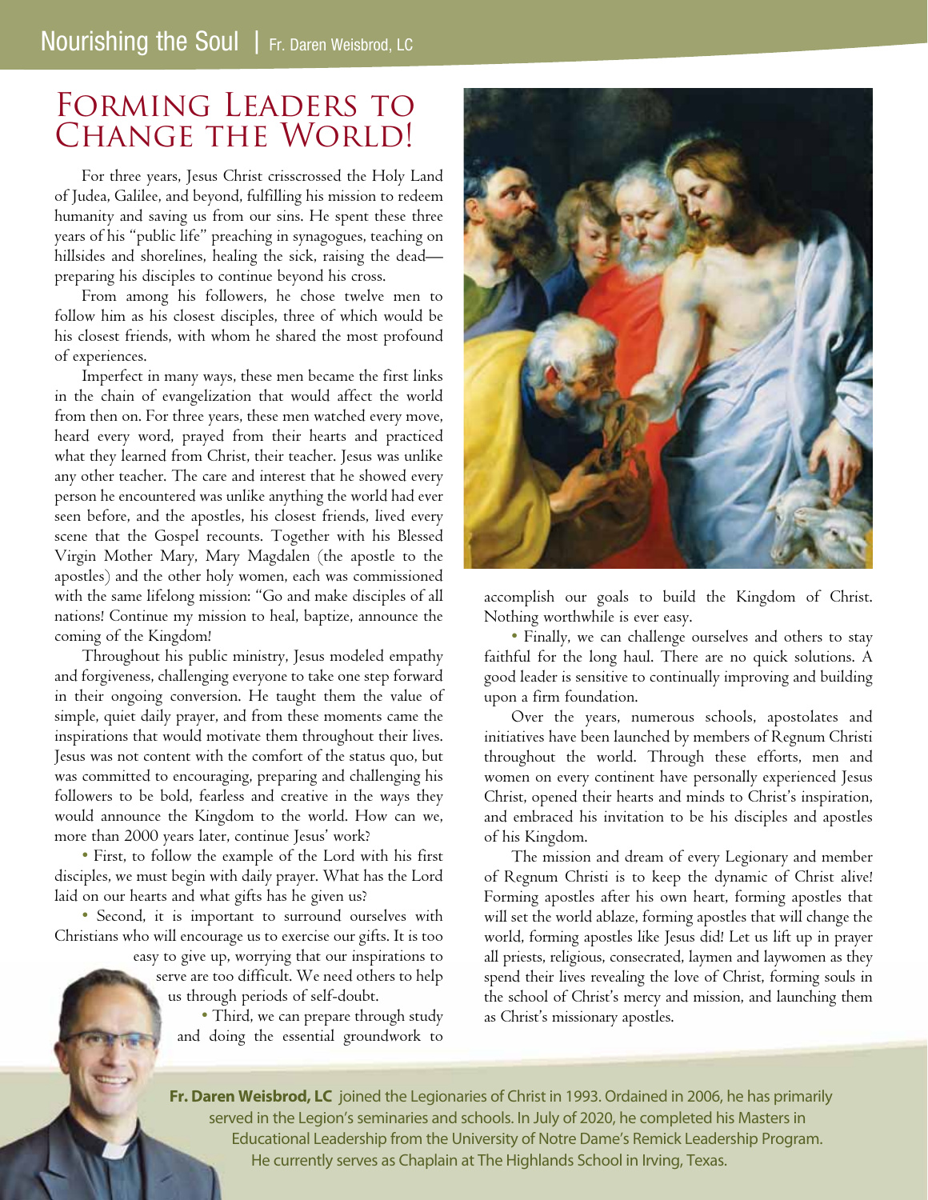# Forming Leaders to Change the World!

For three years, Jesus Christ crisscrossed the Holy Land of Judea, Galilee, and beyond, fulfilling his mission to redeem humanity and saving us from our sins. He spent these three years of his "public life" preaching in synagogues, teaching on hillsides and shorelines, healing the sick, raising the dead—preparing his disciples to continue beyond his cross.

From among his followers, he chose twelve men to follow him as his closest disciples, three of which would be his closest friends, with whom he shared the most profound of experiences.

Imperfect in many ways, these men became the first links in the chain of evangelization that would affect the world from then on. For three years, these men watched every move, heard every word, prayed from their hearts and practiced what they learned from Christ, their teacher. Jesus was unlike any other teacher. The care and interest that he showed every person he encountered was unlike anything the world had ever seen before, and the apostles, his closest friends, lived every scene that the Gospel recounts. Together with his Blessed Virgin Mother Mary, Mary Magdalen (the apostle to the apostles) and the other holy women, each was commissioned with the same lifelong mission: "Go and make disciples of all nations! Continue my mission to heal, baptize, announce the coming of the Kingdom!

Throughout his public ministry, Jesus modeled empathy and forgiveness, challenging everyone to take one step forward in their ongoing conversion. He taught them the value of simple, quiet daily prayer, and from these moments came the inspirations that would motivate them throughout their lives. Jesus was not content with the comfort of the status quo, but was committed to encouraging, preparing and challenging his followers to be bold, fearless and creative in the ways they would announce the Kingdom to the world. How can we, more than 2000 years later, continue Jesus' work?

- First, to follow the example of the Lord with his first disciples, we must begin with daily prayer. What has the Lord laid on our hearts and what gifts has he given us?
- Second, it is important to surround ourselves with Christians who will encourage us to exercise our gifts. It is too easy to give up, worrying that our inspirations to serve are too difficult. We need others to help us through periods of self-doubt.
- Third, we can prepare through study and doing the essential groundwork to accomplish our goals to build the Kingdom of Christ. Nothing worthwhile is ever easy.
- Finally, we can challenge ourselves and others to stay faithful for the long haul. There are no quick solutions. A good leader is sensitive to continually improving and building upon a firm foundation.

Over the years, numerous schools, apostolates and initiatives have been launched by members of Regnum Christi throughout the world. Through these efforts, men and women on every continent have personally experienced Jesus Christ, opened their hearts and minds to Christ's inspiration, and embraced his invitation to be his disciples and apostles of his Kingdom.

The mission and dream of every Legionary and member of Regnum Christi is to keep the dynamic of Christ alive! Forming apostles after his own heart, forming apostles that will set the world ablaze, forming apostles that will change the world, forming apostles like Jesus did! Let us lift up in prayer all priests, religious, consecrated, laymen and laywomen as they spend their lives revealing the love of Christ, forming souls in the school of Christ's mercy and mission, and launching them as Christ's missionary apostles.

**Fr. Daren Weisbrod, LC** joined the Legionaries of Christ in 1993. Ordained in 2006, he has primarily served in the Legion's seminaries and schools. In July of 2020, he completed his Masters in Educational Leadership from the University of Notre Dame's Remick Leadership Program. He currently serves as Chaplain at The Highlands School in Irving, Texas.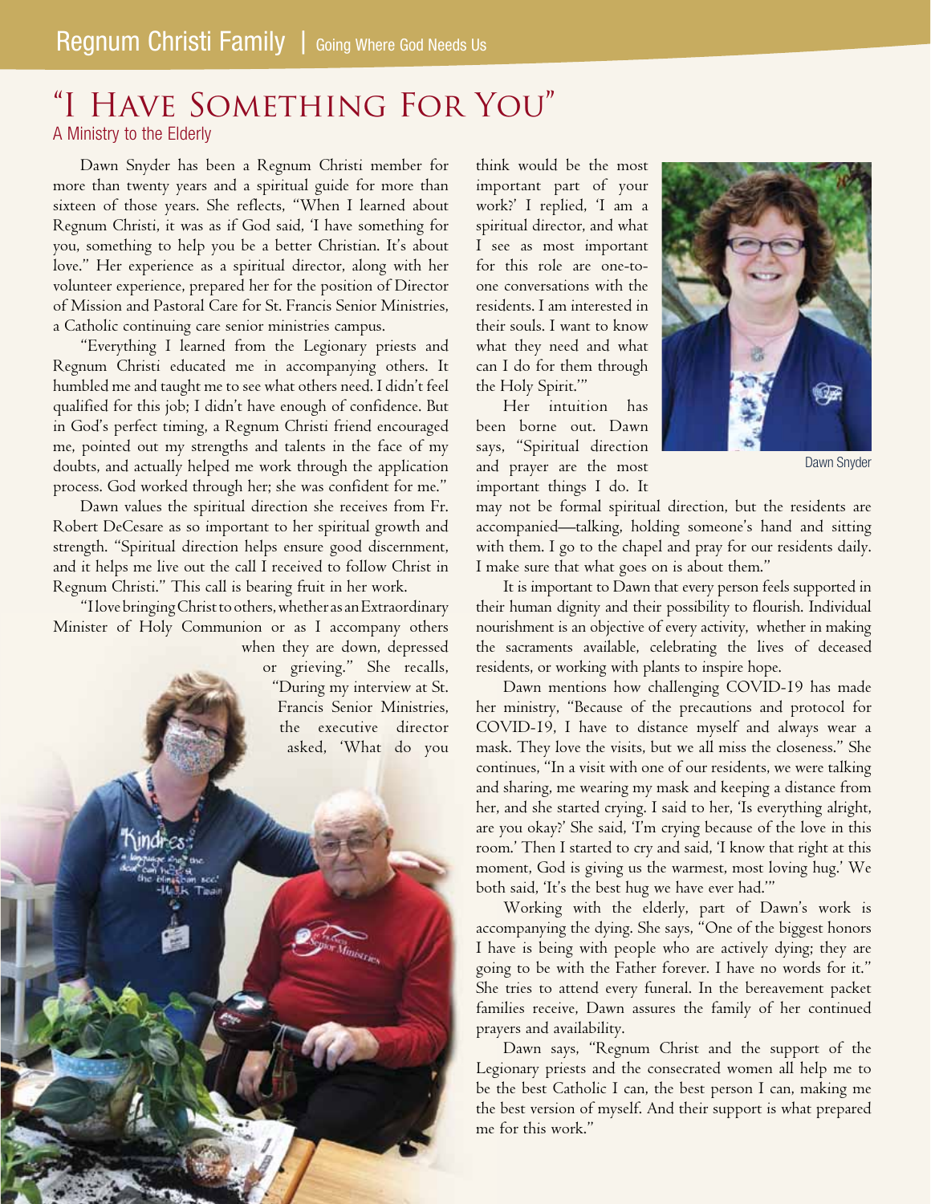# "I Have Something For You"

## A Ministry to the Elderly

Dawn Snyder has been a Regnum Christi member for more than twenty years and a spiritual guide for more than sixteen of those years. She reflects, "When I learned about Regnum Christi, it was as if God said, 'I have something for you, something to help you be a better Christian. It's about love." Her experience as a spiritual director, along with her volunteer experience, prepared her for the position of Director of Mission and Pastoral Care for St. Francis Senior Ministries, a Catholic continuing care senior ministries campus.

"Everything I learned from the Legionary priests and Regnum Christi educated me in accompanying others. It humbled me and taught me to see what others need. I didn't feel qualified for this job; I didn't have enough of confidence. But in God's perfect timing, a Regnum Christi friend encouraged me, pointed out my strengths and talents in the face of my doubts, and actually helped me work through the application process. God worked through her; she was confident for me."

Dawn values the spiritual direction she receives from Fr. Robert DeCesare as so important to her spiritual growth and strength. "Spiritual direction helps ensure good discernment, and it helps me live out the call I received to follow Christ in Regnum Christi." This call is bearing fruit in her work.

"I love bringing Christ to others, whether as an Extraordinary Minister of Holy Communion or as I accompany others when they are down, depressed or grieving." She recalls, "During my interview at St. Francis Senior Ministries, the executive director asked, 'What do you think would be the most important part of your work?' I replied, 'I am a spiritual director, and what I see as most important for this role are one-to-one conversations with the residents. I am interested in their souls. I want to know what they need and what can I do for them through the Holy Spirit.'"

Dawn Snyder

Her intuition has been borne out. Dawn says, "Spiritual direction and prayer are the most important things I do. It may not be formal spiritual direction, but the residents are accompanied—talking, holding someone's hand and sitting with them. I go to the chapel and pray for our residents daily. I make sure that what goes on is about them."

It is important to Dawn that every person feels supported in their human dignity and their possibility to flourish. Individual nourishment is an objective of every activity, whether in making the sacraments available, celebrating the lives of deceased residents, or working with plants to inspire hope.

Dawn mentions how challenging COVID-19 has made her ministry, "Because of the precautions and protocol for COVID-19, I have to distance myself and always wear a mask. They love the visits, but we all miss the closeness." She continues, "In a visit with one of our residents, we were talking and sharing, me wearing my mask and keeping a distance from her, and she started crying. I said to her, 'Is everything alright, are you okay?' She said, 'I'm crying because of the love in this room.' Then I started to cry and said, 'I know that right at this moment, God is giving us the warmest, most loving hug.' We both said, 'It's the best hug we have ever had.'"

Working with the elderly, part of Dawn's work is accompanying the dying. She says, "One of the biggest honors I have is being with people who are actively dying; they are going to be with the Father forever. I have no words for it." She tries to attend every funeral. In the bereavement packet families receive, Dawn assures the family of her continued prayers and availability.

Dawn says, "Regnum Christ and the support of the Legionary priests and the consecrated women all help me to be the best Catholic I can, the best person I can, making me the best version of myself. And their support is what prepared me for this work."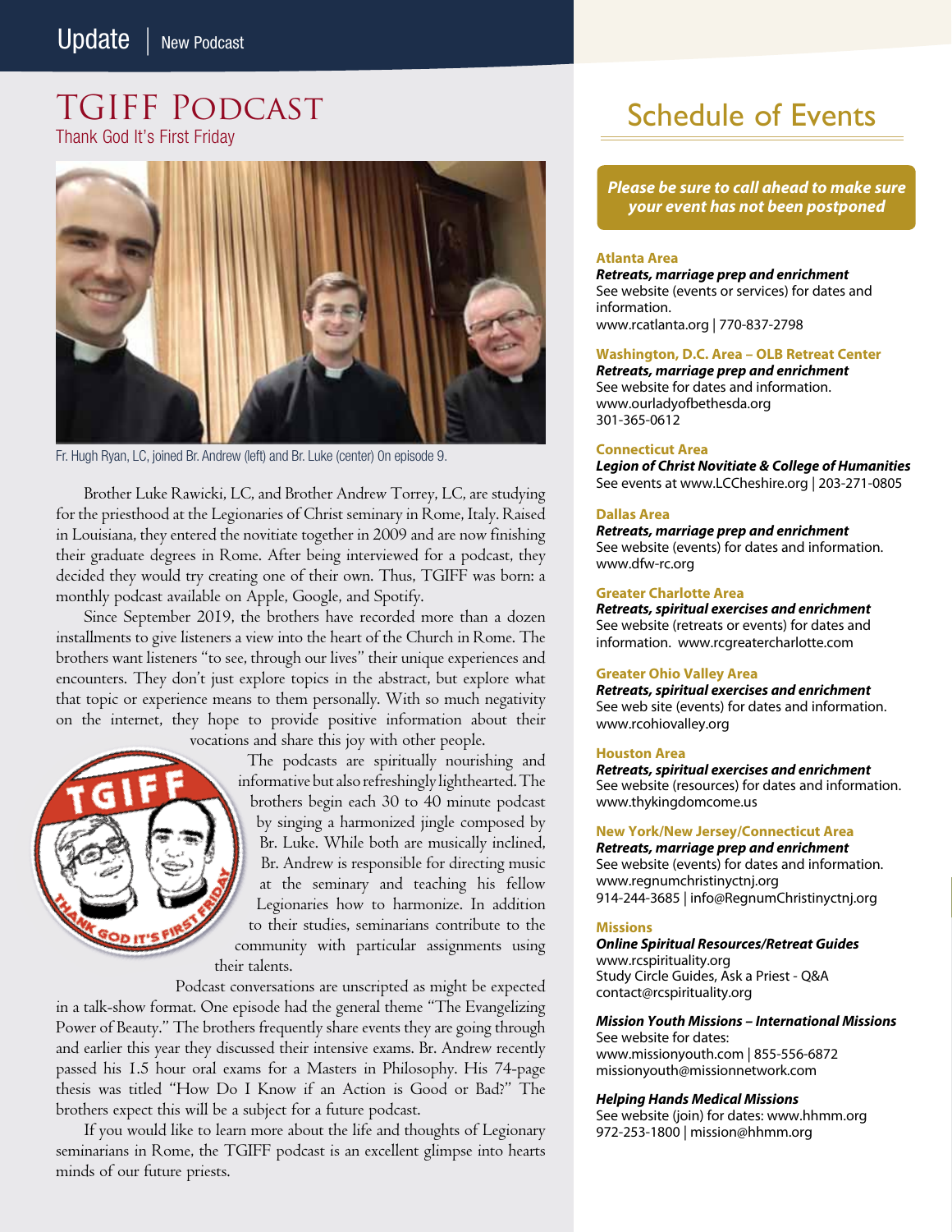Update | New Podcast

# TGIFF Podcast

## Thank God It's First Friday

Fr. Hugh Ryan, LC, joined Br. Andrew (left) and Br. Luke (center) On episode 9.

Brother Luke Rawicki, LC, and Brother Andrew Torrey, LC, are studying for the priesthood at the Legionaries of Christ seminary in Rome, Italy. Raised in Louisiana, they entered the novitiate together in 2009 and are now finishing their graduate degrees in Rome. After being interviewed for a podcast, they decided they would try creating one of their own. Thus, TGIFF was born: a monthly podcast available on Apple, Google, and Spotify.

Since September 2019, the brothers have recorded more than a dozen installments to give listeners a view into the heart of the Church in Rome. The brothers want listeners "to see, through our lives" their unique experiences and encounters. They don't just explore topics in the abstract, but explore what that topic or experience means to them personally. With so much negativity on the internet, they hope to provide positive information about their vocations and share this joy with other people.

The podcasts are spiritually nourishing and informative but also refreshingly lighthearted. The brothers begin each 30 to 40 minute podcast by singing a harmonized jingle composed by Br. Luke. While both are musically inclined, Br. Andrew is responsible for directing music at the seminary and teaching his fellow Legionaries how to harmonize. In addition to their studies, seminarians contribute to the community with particular assignments using their talents.

Podcast conversations are unscripted as might be expected in a talk-show format. One episode had the general theme "The Evangelizing Power of Beauty." The brothers frequently share events they are going through and earlier this year they discussed their intensive exams. Br. Andrew recently passed his 1.5 hour oral exams for a Masters in Philosophy. His 74-page thesis was titled "How Do I Know if an Action is Good or Bad?" The brothers expect this will be a subject for a future podcast.

If you would like to learn more about the life and thoughts of Legionary seminarians in Rome, the TGIFF podcast is an excellent glimpse into hearts minds of our future priests.

# Schedule of Events

***Please be sure to call ahead to make sure your event has not been postponed***

**Atlanta Area**
***Retreats, marriage prep and enrichment***
See website (events or services) for dates and information.
www.rcatlanta.org | 770-837-2798

**Washington, D.C. Area – OLB Retreat Center**
***Retreats, marriage prep and enrichment***
See website for dates and information.
www.ourladyofbethesda.org
301-365-0612

**Connecticut Area**
***Legion of Christ Novitiate & College of Humanities***
See events at www.LCCheshire.org | 203-271-0805

**Dallas Area**
***Retreats, marriage prep and enrichment***
See website (events) for dates and information.
www.dfw-rc.org

**Greater Charlotte Area**
***Retreats, spiritual exercises and enrichment***
See website (retreats or events) for dates and information. www.rcgreatercharlotte.com

**Greater Ohio Valley Area**
***Retreats, spiritual exercises and enrichment***
See web site (events) for dates and information.
www.rcohiovalley.org

**Houston Area**
***Retreats, spiritual exercises and enrichment***
See website (resources) for dates and information.
www.thykingdomcome.us

**New York/New Jersey/Connecticut Area**
***Retreats, marriage prep and enrichment***
See website (events) for dates and information.
www.regnumchristinyctnj.org
914-244-3685 | info@RegnumChristinyctnj.org

**Missions**
***Online Spiritual Resources/Retreat Guides***
www.rcspirituality.org
Study Circle Guides, Ask a Priest - Q&A
contact@rcspirituality.org

***Mission Youth Missions – International Missions***
See website for dates:
www.missionyouth.com | 855-556-6872
missionyouth@missionnetwork.com

***Helping Hands Medical Missions***
See website (join) for dates: www.hhmm.org
972-253-1800 | mission@hhmm.org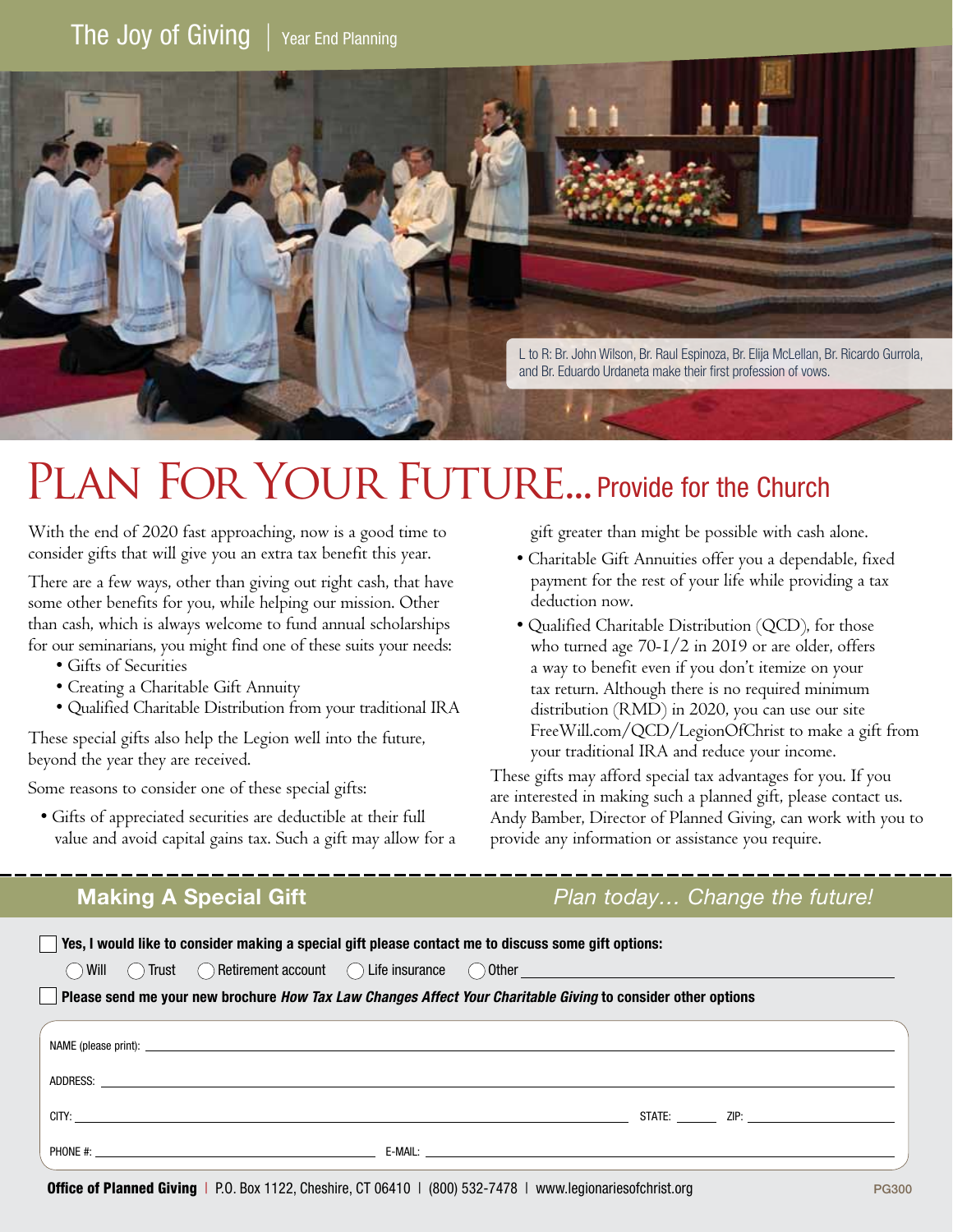The Joy of Giving | Year End Planning

L to R: Br. John Wilson, Br. Raul Espinoza, Br. Elija McLellan, Br. Ricardo Gurrola, and Br. Eduardo Urdaneta make their first profession of vows.

# PLAN FOR YOUR FUTURE... Provide for the Church

With the end of 2020 fast approaching, now is a good time to consider gifts that will give you an extra tax benefit this year.

There are a few ways, other than giving out right cash, that have some other benefits for you, while helping our mission. Other than cash, which is always welcome to fund annual scholarships for our seminarians, you might find one of these suits your needs:

- Gifts of Securities
- Creating a Charitable Gift Annuity
- Qualified Charitable Distribution from your traditional IRA

These special gifts also help the Legion well into the future, beyond the year they are received.

Some reasons to consider one of these special gifts:

- Gifts of appreciated securities are deductible at their full value and avoid capital gains tax. Such a gift may allow for a gift greater than might be possible with cash alone.
- Charitable Gift Annuities offer you a dependable, fixed payment for the rest of your life while providing a tax deduction now.
- Qualified Charitable Distribution (QCD), for those who turned age 70-1/2 in 2019 or are older, offers a way to benefit even if you don't itemize on your tax return. Although there is no required minimum distribution (RMD) in 2020, you can use our site FreeWill.com/QCD/LegionOfChrist to make a gift from your traditional IRA and reduce your income.

These gifts may afford special tax advantages for you. If you are interested in making such a planned gift, please contact us. Andy Bamber, Director of Planned Giving, can work with you to provide any information or assistance you require.

---

## Making A Special Gift

*Plan today... Change the future!*

☐ **Yes, I would like to consider making a special gift please contact me to discuss some gift options:**

◯ Will ◯ Trust ◯ Retirement account ◯ Life insurance ◯ Other ______________________

☐ **Please send me your new brochure *How Tax Law Changes Affect Your Charitable Giving* to consider other options**

NAME (please print): ______________________

ADDRESS: ______________________

CITY: ______________________ STATE: ________ ZIP: ______________

PHONE #: ______________________ E-MAIL: ______________________

**Office of Planned Giving** | P.O. Box 1122, Cheshire, CT 06410 | (800) 532-7478 | www.legionariesofchrist.org

PG300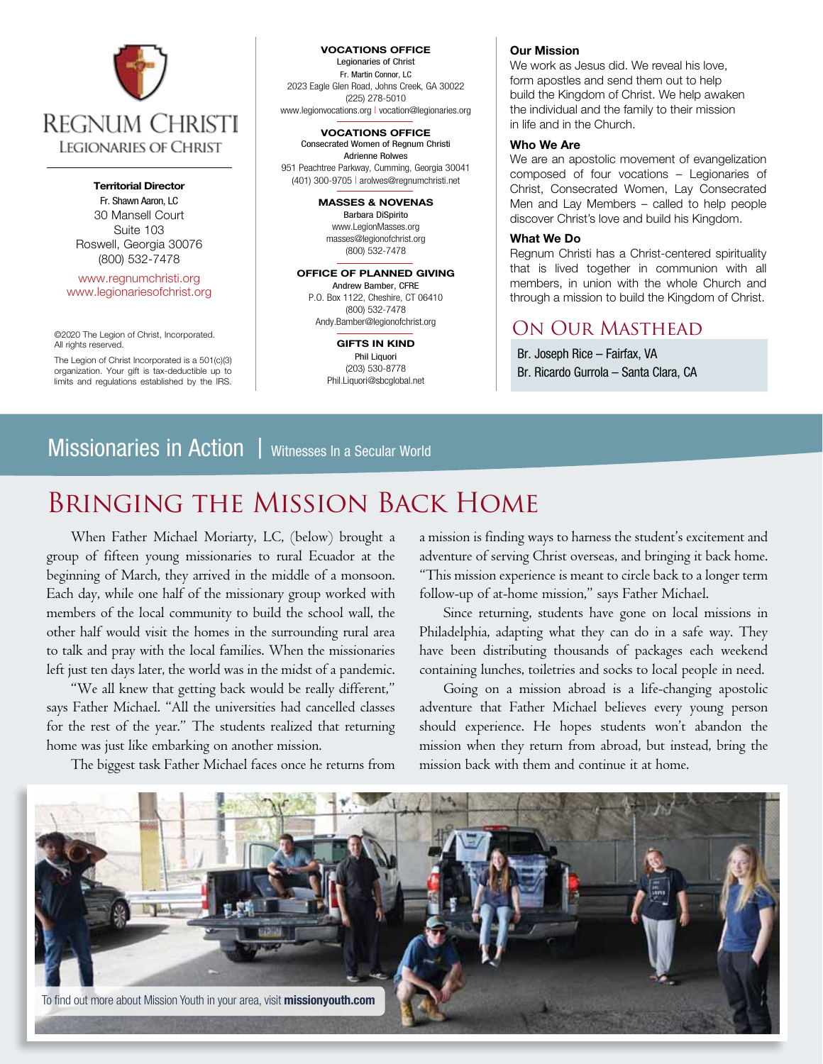REGNUM CHRISTI
LEGIONARIES OF CHRIST

**Territorial Director**
Fr. Shawn Aaron, LC
30 Mansell Court
Suite 103
Roswell, Georgia 30076
(800) 532-7478

www.regnumchristi.org
www.legionariesofchrist.org

©2020 The Legion of Christ, Incorporated.
All rights reserved.

The Legion of Christ Incorporated is a 501(c)(3) organization. Your gift is tax-deductible up to limits and regulations established by the IRS.

**VOCATIONS OFFICE**
Legionaries of Christ
Fr. Martin Connor, LC
2023 Eagle Glen Road, Johns Creek, GA 30022
(225) 278-5010
www.legionvocations.org | vocation@legionaries.org

**VOCATIONS OFFICE**
Consecrated Women of Regnum Christi
Adrienne Rolwes
951 Peachtree Parkway, Cumming, Georgia 30041
(401) 300-9705 | arolwes@regnumchristi.net

**MASSES & NOVENAS**
Barbara DiSpirito
www.LegionMasses.org
masses@legionofchrist.org
(800) 532-7478

**OFFICE OF PLANNED GIVING**
Andrew Bamber, CFRE
P.O. Box 1122, Cheshire, CT 06410
(800) 532-7478
Andy.Bamber@legionofchrist.org

**GIFTS IN KIND**
Phil Liquori
(203) 530-8778
Phil.Liquori@sbcglobal.net

**Our Mission**
We work as Jesus did. We reveal his love, form apostles and send them out to help build the Kingdom of Christ. We help awaken the individual and the family to their mission in life and in the Church.

**Who We Are**
We are an apostolic movement of evangelization composed of four vocations – Legionaries of Christ, Consecrated Women, Lay Consecrated Men and Lay Members – called to help people discover Christ's love and build his Kingdom.

**What We Do**
Regnum Christi has a Christ-centered spirituality that is lived together in communion with all members, in union with the whole Church and through a mission to build the Kingdom of Christ.

## On Our Masthead

Br. Joseph Rice – Fairfax, VA
Br. Ricardo Gurrola – Santa Clara, CA

Missionaries in Action | Witnesses In a Secular World

# Bringing the Mission Back Home

When Father Michael Moriarty, LC, (below) brought a group of fifteen young missionaries to rural Ecuador at the beginning of March, they arrived in the middle of a monsoon. Each day, while one half of the missionary group worked with members of the local community to build the school wall, the other half would visit the homes in the surrounding rural area to talk and pray with the local families. When the missionaries left just ten days later, the world was in the midst of a pandemic.

"We all knew that getting back would be really different," says Father Michael. "All the universities had cancelled classes for the rest of the year." The students realized that returning home was just like embarking on another mission.

The biggest task Father Michael faces once he returns from a mission is finding ways to harness the student's excitement and adventure of serving Christ overseas, and bringing it back home. "This mission experience is meant to circle back to a longer term follow-up of at-home mission," says Father Michael.

Since returning, students have gone on local missions in Philadelphia, adapting what they can do in a safe way. They have been distributing thousands of packages each weekend containing lunches, toiletries and socks to local people in need.

Going on a mission abroad is a life-changing apostolic adventure that Father Michael believes every young person should experience. He hopes students won't abandon the mission when they return from abroad, but instead, bring the mission back with them and continue it at home.

To find out more about Mission Youth in your area, visit **missionyouth.com**